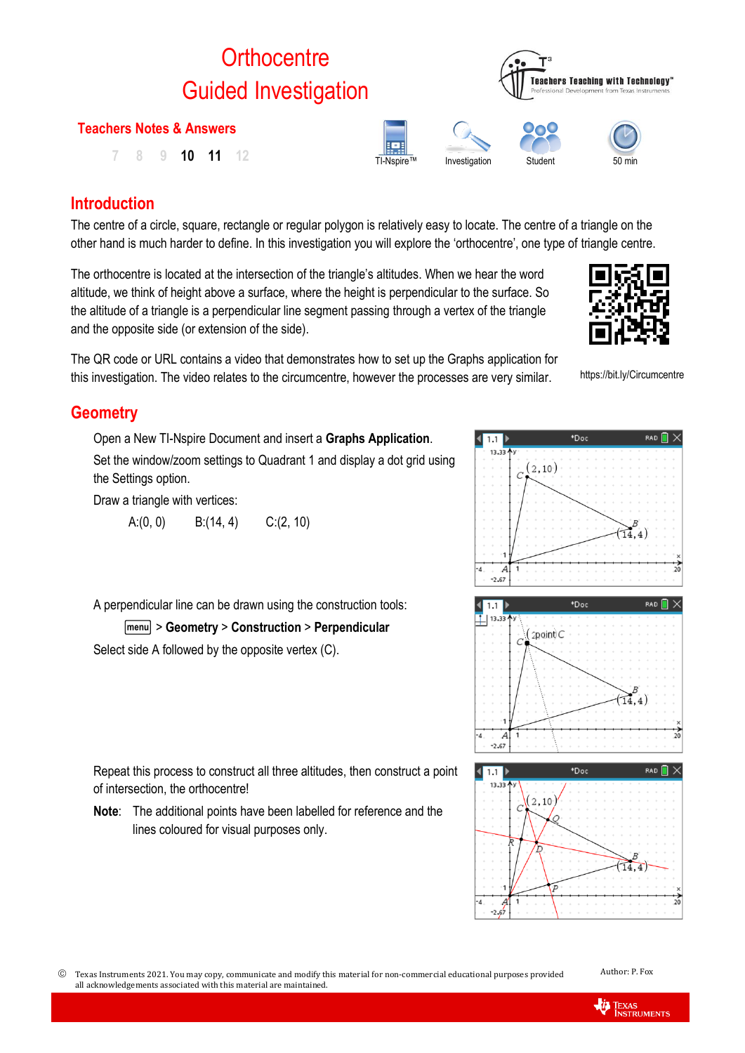# Orthocentre
# Guided Investigation

**Teachers Notes & Answers**

7 8 9 **10** **11** 12

TI-Nspire™ Investigation Student 50 min

## Introduction

The centre of a circle, square, rectangle or regular polygon is relatively easy to locate. The centre of a triangle on the other hand is much harder to define. In this investigation you will explore the 'orthocentre', one type of triangle centre.

The orthocentre is located at the intersection of the triangle's altitudes. When we hear the word altitude, we think of height above a surface, where the height is perpendicular to the surface. So the altitude of a triangle is a perpendicular line segment passing through a vertex of the triangle and the opposite side (or extension of the side).

The QR code or URL contains a video that demonstrates how to set up the Graphs application for this investigation. The video relates to the circumcentre, however the processes are very similar.

https://bit.ly/Circumcentre

## Geometry

Open a New TI-Nspire Document and insert a **Graphs Application**.

Set the window/zoom settings to Quadrant 1 and display a dot grid using the Settings option.

Draw a triangle with vertices:

A:(0, 0)  B:(14, 4)  C:(2, 10)

A perpendicular line can be drawn using the construction tools:

menu > **Geometry** > **Construction** > **Perpendicular**

Select side A followed by the opposite vertex (C).

Repeat this process to construct all three altitudes, then construct a point of intersection, the orthocentre!

**Note**: The additional points have been labelled for reference and the lines coloured for visual purposes only.

© Texas Instruments 2021. You may copy, communicate and modify this material for non-commercial educational purposes provided all acknowledgements associated with this material are maintained.

Author: P. Fox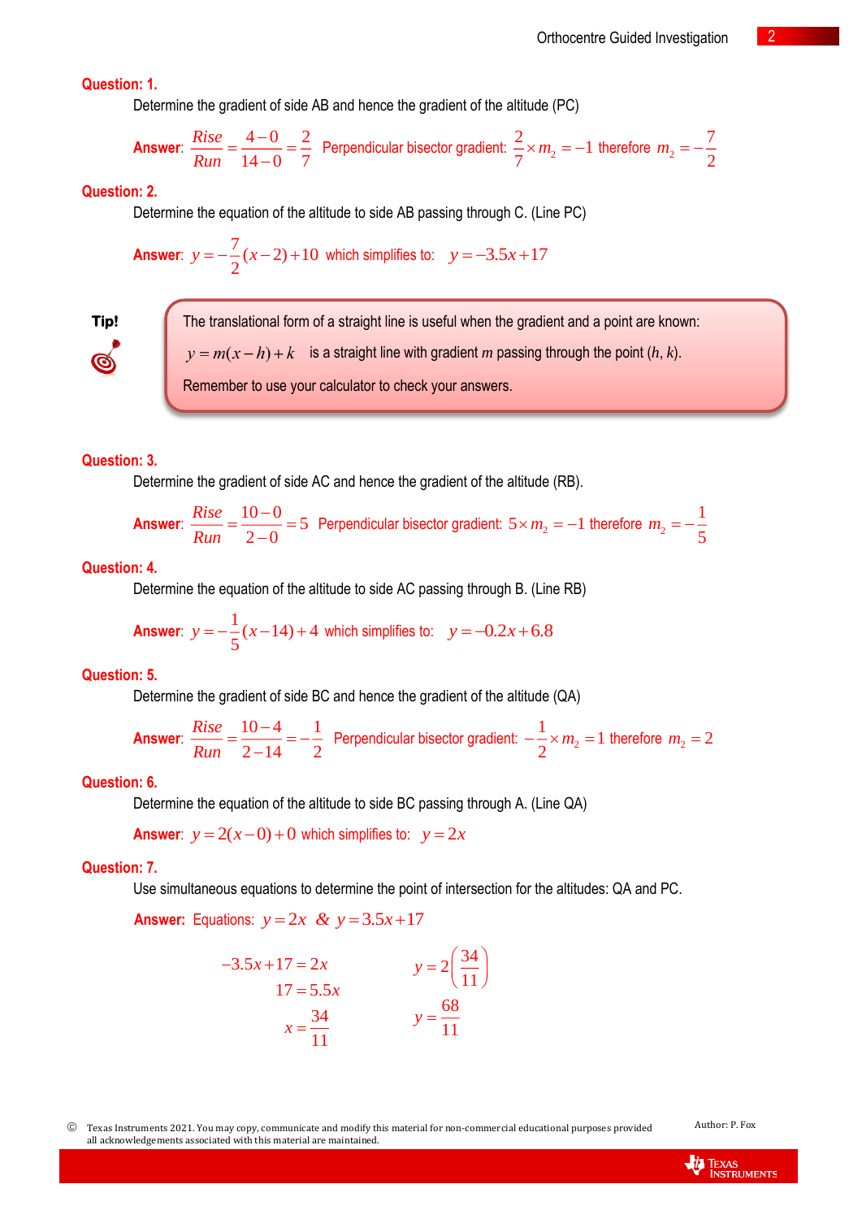**Question: 1.**

Determine the gradient of side AB and hence the gradient of the altitude (PC)

**Answer**: $\frac{Rise}{Run} = \frac{4-0}{14-0} = \frac{2}{7}$ Perpendicular bisector gradient: $\frac{2}{7} \times m_2 = -1$ therefore $m_2 = -\frac{7}{2}$

**Question: 2.**

Determine the equation of the altitude to side AB passing through C. (Line PC)

**Answer**: $y = -\frac{7}{2}(x-2) + 10$ which simplifies to: $y = -3.5x + 17$

**Tip!**

> The translational form of a straight line is useful when the gradient and a point are known:
>
> $y = m(x-h) + k$ is a straight line with gradient $m$ passing through the point $(h, k)$.
>
> Remember to use your calculator to check your answers.

**Question: 3.**

Determine the gradient of side AC and hence the gradient of the altitude (RB).

**Answer**: $\frac{Rise}{Run} = \frac{10-0}{2-0} = 5$ Perpendicular bisector gradient: $5 \times m_2 = -1$ therefore $m_2 = -\frac{1}{5}$

**Question: 4.**

Determine the equation of the altitude to side AC passing through B. (Line RB)

**Answer**: $y = -\frac{1}{5}(x-14) + 4$ which simplifies to: $y = -0.2x + 6.8$

**Question: 5.**

Determine the gradient of side BC and hence the gradient of the altitude (QA)

**Answer**: $\frac{Rise}{Run} = \frac{10-4}{2-14} = -\frac{1}{2}$ Perpendicular bisector gradient: $-\frac{1}{2} \times m_2 = 1$ therefore $m_2 = 2$

**Question: 6.**

Determine the equation of the altitude to side BC passing through A. (Line QA)

**Answer**: $y = 2(x-0) + 0$ which simplifies to: $y = 2x$

**Question: 7.**

Use simultaneous equations to determine the point of intersection for the altitudes: QA and PC.

**Answer:** Equations: $y = 2x$ & $y = 3.5x + 17$

$$-3.5x + 17 = 2x$$
$$17 = 5.5x$$
$$x = \frac{34}{11}$$

$$y = 2\left(\frac{34}{11}\right)$$
$$y = \frac{68}{11}$$

© Texas Instruments 2021. You may copy, communicate and modify this material for non-commercial educational purposes provided all acknowledgements associated with this material are maintained.

Author: P. Fox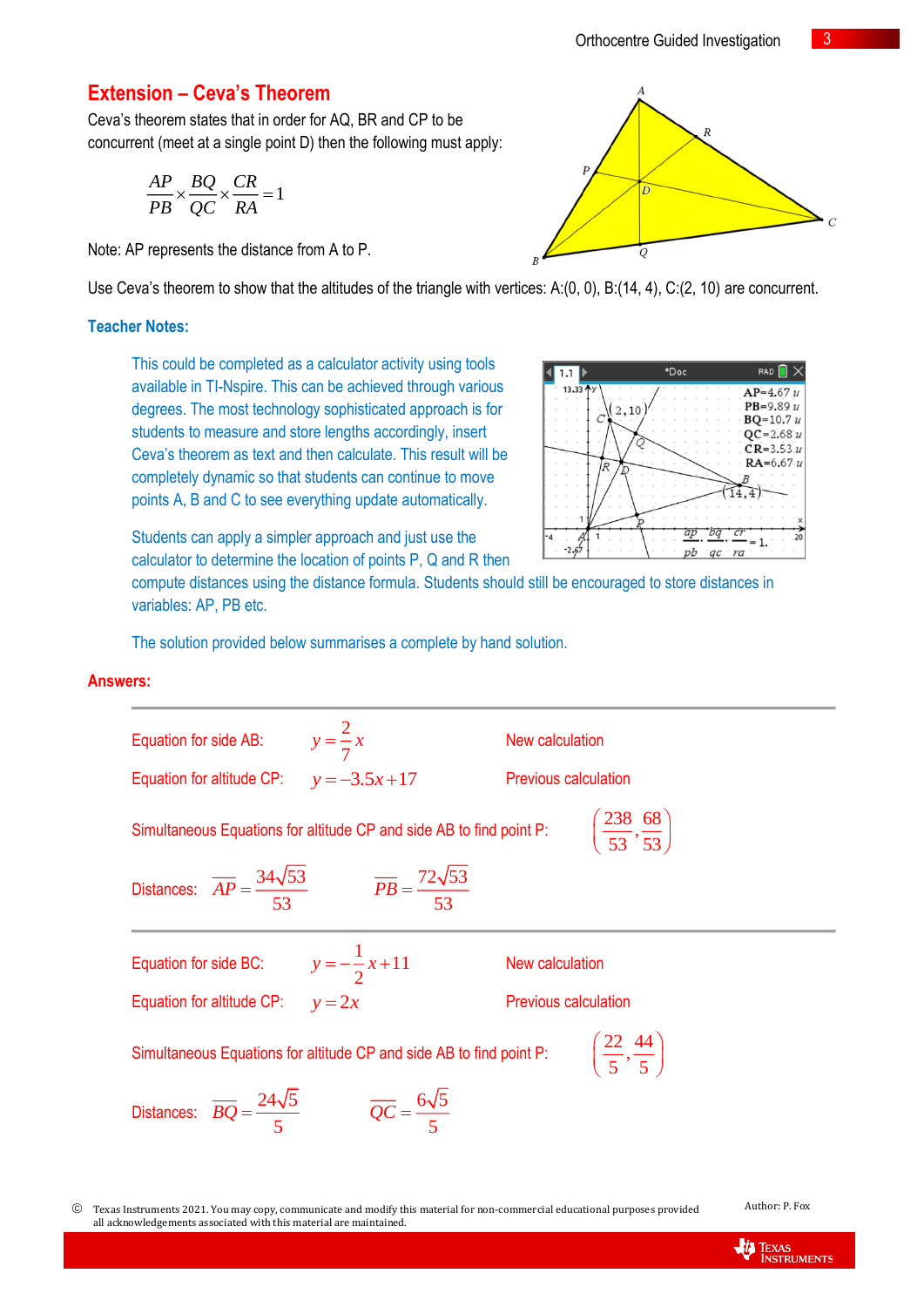## Extension – Ceva's Theorem

Ceva's theorem states that in order for AQ, BR and CP to be concurrent (meet at a single point D) then the following must apply:

$$\frac{AP}{PB}\times\frac{BQ}{QC}\times\frac{CR}{RA}=1$$

Note: AP represents the distance from A to P.

Use Ceva's theorem to show that the altitudes of the triangle with vertices: A:(0, 0), B:(14, 4), C:(2, 10) are concurrent.

### Teacher Notes:

This could be completed as a calculator activity using tools available in TI-Nspire. This can be achieved through various degrees. The most technology sophisticated approach is for students to measure and store lengths accordingly, insert Ceva's theorem as text and then calculate. This result will be completely dynamic so that students can continue to move points A, B and C to see everything update automatically.

Students can apply a simpler approach and just use the calculator to determine the location of points P, Q and R then compute distances using the distance formula. Students should still be encouraged to store distances in variables: AP, PB etc.

The solution provided below summarises a complete by hand solution.

### Answers:

Equation for side AB: $y=\frac{2}{7}x$ New calculation

Equation for altitude CP: $y=-3.5x+17$ Previous calculation

Simultaneous Equations for altitude CP and side AB to find point P: $\left(\frac{238}{53},\frac{68}{53}\right)$

Distances: $\overline{AP}=\frac{34\sqrt{53}}{53}$ $\overline{PB}=\frac{72\sqrt{53}}{53}$

Equation for side BC: $y=-\frac{1}{2}x+11$ New calculation

Equation for altitude CP: $y=2x$ Previous calculation

Simultaneous Equations for altitude CP and side AB to find point P: $\left(\frac{22}{5},\frac{44}{5}\right)$

Distances: $\overline{BQ}=\frac{24\sqrt{5}}{5}$ $\overline{QC}=\frac{6\sqrt{5}}{5}$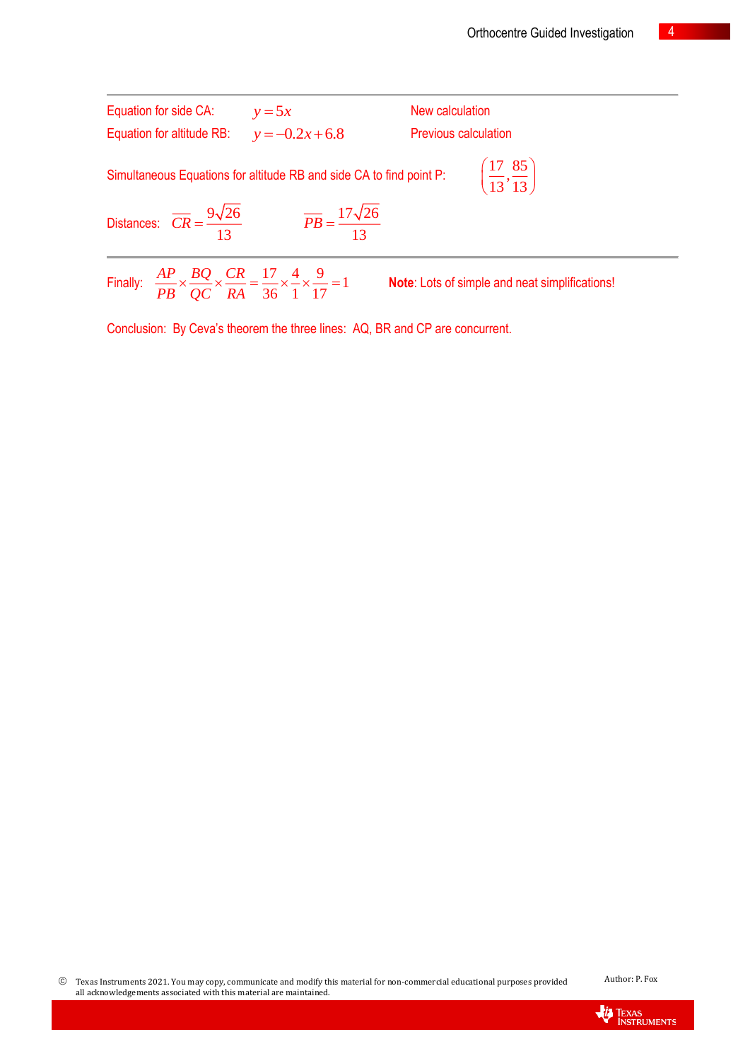Equation for side CA: $y = 5x$ New calculation

Equation for altitude RB: $y = -0.2x + 6.8$ Previous calculation

Simultaneous Equations for altitude RB and side CA to find point P: $\left(\frac{17}{13}, \frac{85}{13}\right)$

Distances: $\overline{CR} = \frac{9\sqrt{26}}{13}$ $\overline{PB} = \frac{17\sqrt{26}}{13}$

---

Finally: $\frac{AP}{PB} \times \frac{BQ}{QC} \times \frac{CR}{RA} = \frac{17}{36} \times \frac{4}{1} \times \frac{9}{17} = 1$

**Note**: Lots of simple and neat simplifications!

Conclusion: By Ceva's theorem the three lines: AQ, BR and CP are concurrent.

© Texas Instruments 2021. You may copy, communicate and modify this material for non-commercial educational purposes provided all acknowledgements associated with this material are maintained.

Author: P. Fox